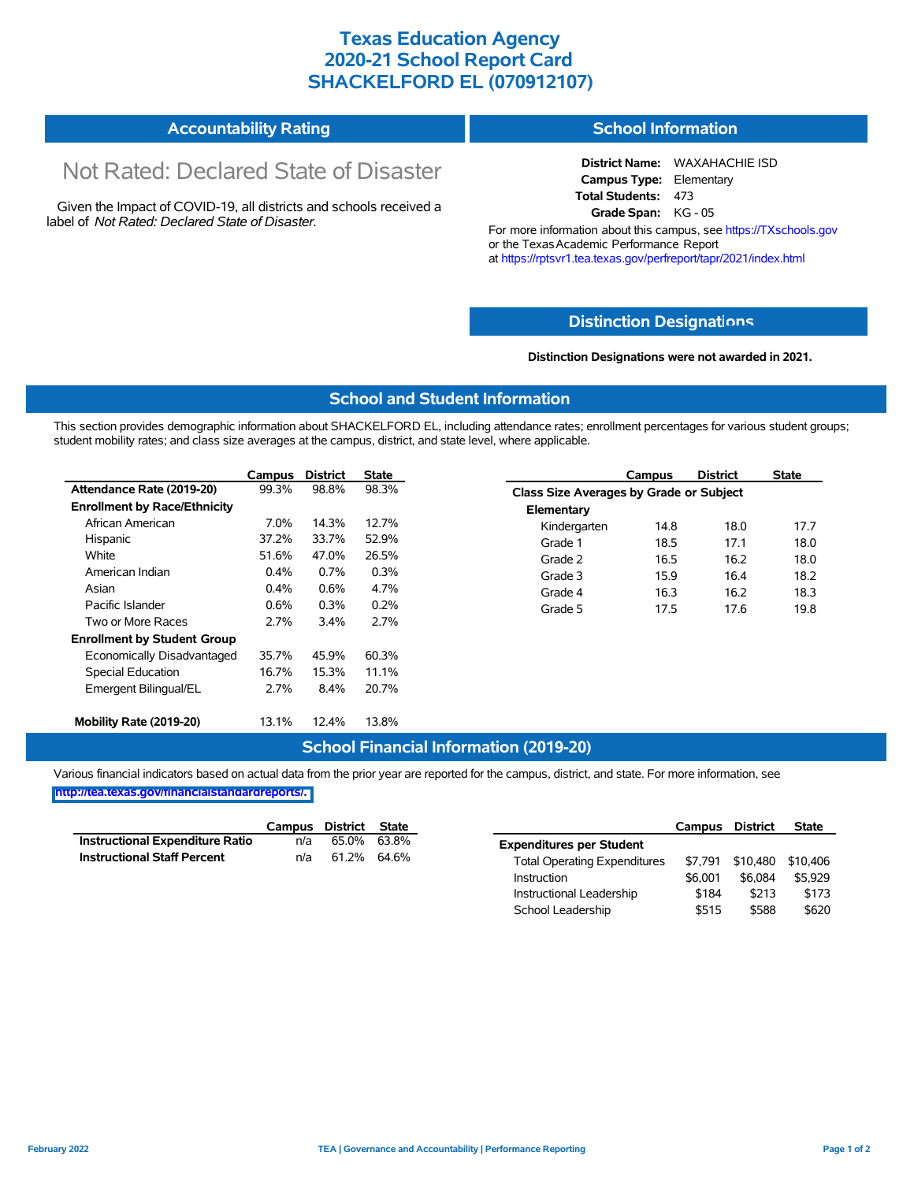# Texas Education Agency
# 2020-21 School Report Card
# SHACKELFORD EL (070912107)

## Accountability Rating

Not Rated: Declared State of Disaster

Given the Impact of COVID-19, all districts and schools received a label of *Not Rated: Declared State of Disaster*.

## School Information

**District Name:** WAXAHACHIE ISD
**Campus Type:** Elementary
**Total Students:** 473
**Grade Span:** KG - 05

For more information about this campus, see https://TXschools.gov or the Texas Academic Performance Report at https://rptsvr1.tea.texas.gov/perfreport/tapr/2021/index.html

## Distinction Designations

**Distinction Designations were not awarded in 2021.**

## School and Student Information

This section provides demographic information about SHACKELFORD EL, including attendance rates; enrollment percentages for various student groups; student mobility rates; and class size averages at the campus, district, and state level, where applicable.

| | Campus | District | State |
|---|---|---|---|
| **Attendance Rate (2019-20)** | 99.3% | 98.8% | 98.3% |
| **Enrollment by Race/Ethnicity** | | | |
| African American | 7.0% | 14.3% | 12.7% |
| Hispanic | 37.2% | 33.7% | 52.9% |
| White | 51.6% | 47.0% | 26.5% |
| American Indian | 0.4% | 0.7% | 0.3% |
| Asian | 0.4% | 0.6% | 4.7% |
| Pacific Islander | 0.6% | 0.3% | 0.2% |
| Two or More Races | 2.7% | 3.4% | 2.7% |
| **Enrollment by Student Group** | | | |
| Economically Disadvantaged | 35.7% | 45.9% | 60.3% |
| Special Education | 16.7% | 15.3% | 11.1% |
| Emergent Bilingual/EL | 2.7% | 8.4% | 20.7% |
| **Mobility Rate (2019-20)** | 13.1% | 12.4% | 13.8% |

| | Campus | District | State |
|---|---|---|---|
| **Class Size Averages by Grade or Subject** | | | |
| **Elementary** | | | |
| Kindergarten | 14.8 | 18.0 | 17.7 |
| Grade 1 | 18.5 | 17.1 | 18.0 |
| Grade 2 | 16.5 | 16.2 | 18.0 |
| Grade 3 | 15.9 | 16.4 | 18.2 |
| Grade 4 | 16.3 | 16.2 | 18.3 |
| Grade 5 | 17.5 | 17.6 | 19.8 |

## School Financial Information (2019-20)

Various financial indicators based on actual data from the prior year are reported for the campus, district, and state. For more information, see http://tea.texas.gov/financialstandardreports/.

| | Campus | District | State |
|---|---|---|---|
| **Instructional Expenditure Ratio** | n/a | 65.0% | 63.8% |
| **Instructional Staff Percent** | n/a | 61.2% | 64.6% |

| | Campus | District | State |
|---|---|---|---|
| **Expenditures per Student** | | | |
| Total Operating Expenditures | $7,791 | $10,480 | $10,406 |
| Instruction | $6,001 | $6,084 | $5,929 |
| Instructional Leadership | $184 | $213 | $173 |
| School Leadership | $515 | $588 | $620 |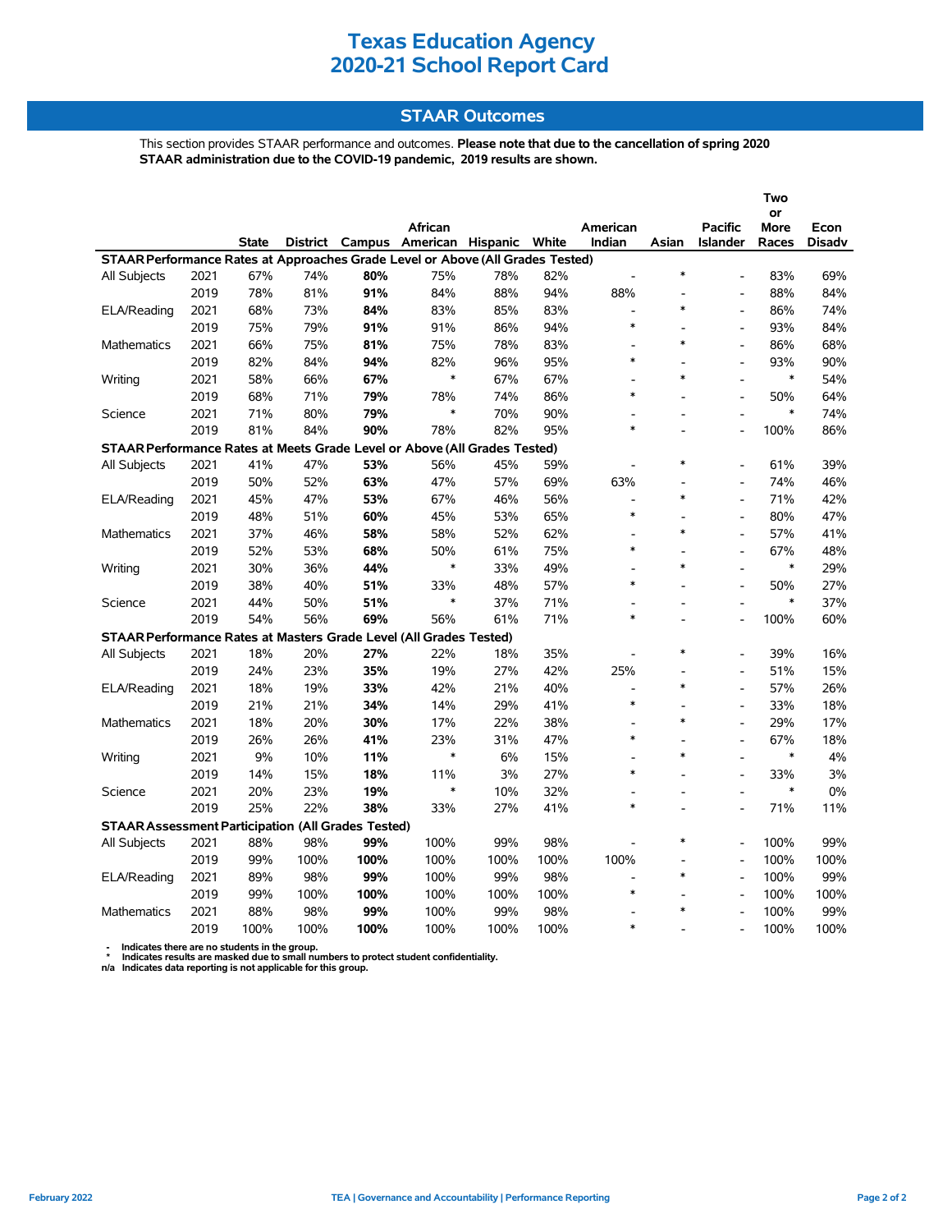# Texas Education Agency
# 2020-21 School Report Card

## STAAR Outcomes

This section provides STAAR performance and outcomes. **Please note that due to the cancellation of spring 2020 STAAR administration due to the COVID-19 pandemic, 2019 results are shown.**

| | | State | District | Campus | African American | Hispanic | White | American Indian | Asian | Pacific Islander | Two or More Races | Econ Disadv |
|---|---|---|---|---|---|---|---|---|---|---|---|---|
| **STAAR Performance Rates at Approaches Grade Level or Above (All Grades Tested)** | | | | | | | | | | | | |
| All Subjects | 2021 | 67% | 74% | **80%** | 75% | 78% | 82% | - | * | - | 83% | 69% |
| | 2019 | 78% | 81% | **91%** | 84% | 88% | 94% | 88% | - | - | 88% | 84% |
| ELA/Reading | 2021 | 68% | 73% | **84%** | 83% | 85% | 83% | - | * | - | 86% | 74% |
| | 2019 | 75% | 79% | **91%** | 91% | 86% | 94% | * | - | - | 93% | 84% |
| Mathematics | 2021 | 66% | 75% | **81%** | 75% | 78% | 83% | - | * | - | 86% | 68% |
| | 2019 | 82% | 84% | **94%** | 82% | 96% | 95% | * | - | - | 93% | 90% |
| Writing | 2021 | 58% | 66% | **67%** | * | 67% | 67% | - | * | - | * | 54% |
| | 2019 | 68% | 71% | **79%** | 78% | 74% | 86% | * | - | - | 50% | 64% |
| Science | 2021 | 71% | 80% | **79%** | * | 70% | 90% | - | - | - | * | 74% |
| | 2019 | 81% | 84% | **90%** | 78% | 82% | 95% | * | - | - | 100% | 86% |
| **STAAR Performance Rates at Meets Grade Level or Above (All Grades Tested)** | | | | | | | | | | | | |
| All Subjects | 2021 | 41% | 47% | **53%** | 56% | 45% | 59% | - | * | - | 61% | 39% |
| | 2019 | 50% | 52% | **63%** | 47% | 57% | 69% | 63% | - | - | 74% | 46% |
| ELA/Reading | 2021 | 45% | 47% | **53%** | 67% | 46% | 56% | - | * | - | 71% | 42% |
| | 2019 | 48% | 51% | **60%** | 45% | 53% | 65% | * | - | - | 80% | 47% |
| Mathematics | 2021 | 37% | 46% | **58%** | 58% | 52% | 62% | - | * | - | 57% | 41% |
| | 2019 | 52% | 53% | **68%** | 50% | 61% | 75% | * | - | - | 67% | 48% |
| Writing | 2021 | 30% | 36% | **44%** | * | 33% | 49% | - | * | - | * | 29% |
| | 2019 | 38% | 40% | **51%** | 33% | 48% | 57% | * | - | - | 50% | 27% |
| Science | 2021 | 44% | 50% | **51%** | * | 37% | 71% | - | - | - | * | 37% |
| | 2019 | 54% | 56% | **69%** | 56% | 61% | 71% | * | - | - | 100% | 60% |
| **STAAR Performance Rates at Masters Grade Level (All Grades Tested)** | | | | | | | | | | | | |
| All Subjects | 2021 | 18% | 20% | **27%** | 22% | 18% | 35% | - | * | - | 39% | 16% |
| | 2019 | 24% | 23% | **35%** | 19% | 27% | 42% | 25% | - | - | 51% | 15% |
| ELA/Reading | 2021 | 18% | 19% | **33%** | 42% | 21% | 40% | - | * | - | 57% | 26% |
| | 2019 | 21% | 21% | **34%** | 14% | 29% | 41% | * | - | - | 33% | 18% |
| Mathematics | 2021 | 18% | 20% | **30%** | 17% | 22% | 38% | - | * | - | 29% | 17% |
| | 2019 | 26% | 26% | **41%** | 23% | 31% | 47% | * | - | - | 67% | 18% |
| Writing | 2021 | 9% | 10% | **11%** | * | 6% | 15% | - | * | - | * | 4% |
| | 2019 | 14% | 15% | **18%** | 11% | 3% | 27% | * | - | - | 33% | 3% |
| Science | 2021 | 20% | 23% | **19%** | * | 10% | 32% | - | - | - | * | 0% |
| | 2019 | 25% | 22% | **38%** | 33% | 27% | 41% | * | - | - | 71% | 11% |
| **STAAR Assessment Participation (All Grades Tested)** | | | | | | | | | | | | |
| All Subjects | 2021 | 88% | 98% | **99%** | 100% | 99% | 98% | - | * | - | 100% | 99% |
| | 2019 | 99% | 100% | **100%** | 100% | 100% | 100% | 100% | - | - | 100% | 100% |
| ELA/Reading | 2021 | 89% | 98% | **99%** | 100% | 99% | 98% | - | * | - | 100% | 99% |
| | 2019 | 99% | 100% | **100%** | 100% | 100% | 100% | * | - | - | 100% | 100% |
| Mathematics | 2021 | 88% | 98% | **99%** | 100% | 99% | 98% | - | * | - | 100% | 99% |
| | 2019 | 100% | 100% | **100%** | 100% | 100% | 100% | * | - | - | 100% | 100% |

**-** Indicates there are no students in the group.
**\*** Indicates results are masked due to small numbers to protect student confidentiality.
**n/a** Indicates data reporting is not applicable for this group.